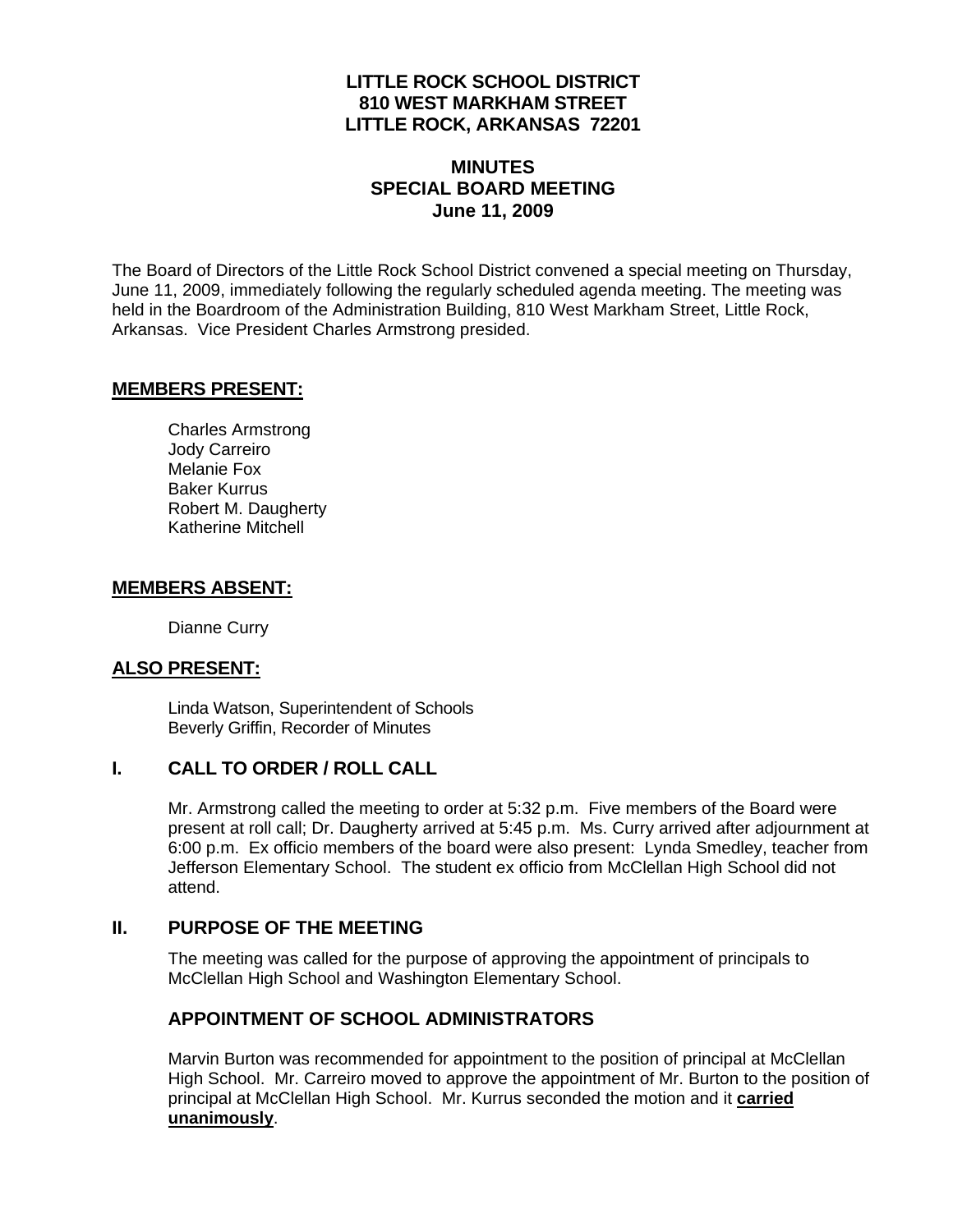# LITTLE ROCK SCHOOL DISTRICT
# 810 WEST MARKHAM STREET
# LITTLE ROCK, ARKANSAS 72201

## MINUTES
## SPECIAL BOARD MEETING
## June 11, 2009

The Board of Directors of the Little Rock School District convened a special meeting on Thursday, June 11, 2009, immediately following the regularly scheduled agenda meeting. The meeting was held in the Boardroom of the Administration Building, 810 West Markham Street, Little Rock, Arkansas. Vice President Charles Armstrong presided.

## MEMBERS PRESENT:

Charles Armstrong
Jody Carreiro
Melanie Fox
Baker Kurrus
Robert M. Daugherty
Katherine Mitchell

## MEMBERS ABSENT:

Dianne Curry

## ALSO PRESENT:

Linda Watson, Superintendent of Schools
Beverly Griffin, Recorder of Minutes

## I. CALL TO ORDER / ROLL CALL

Mr. Armstrong called the meeting to order at 5:32 p.m. Five members of the Board were present at roll call; Dr. Daugherty arrived at 5:45 p.m. Ms. Curry arrived after adjournment at 6:00 p.m. Ex officio members of the board were also present: Lynda Smedley, teacher from Jefferson Elementary School. The student ex officio from McClellan High School did not attend.

## II. PURPOSE OF THE MEETING

The meeting was called for the purpose of approving the appointment of principals to McClellan High School and Washington Elementary School.

### APPOINTMENT OF SCHOOL ADMINISTRATORS

Marvin Burton was recommended for appointment to the position of principal at McClellan High School. Mr. Carreiro moved to approve the appointment of Mr. Burton to the position of principal at McClellan High School. Mr. Kurrus seconded the motion and it **carried unanimously**.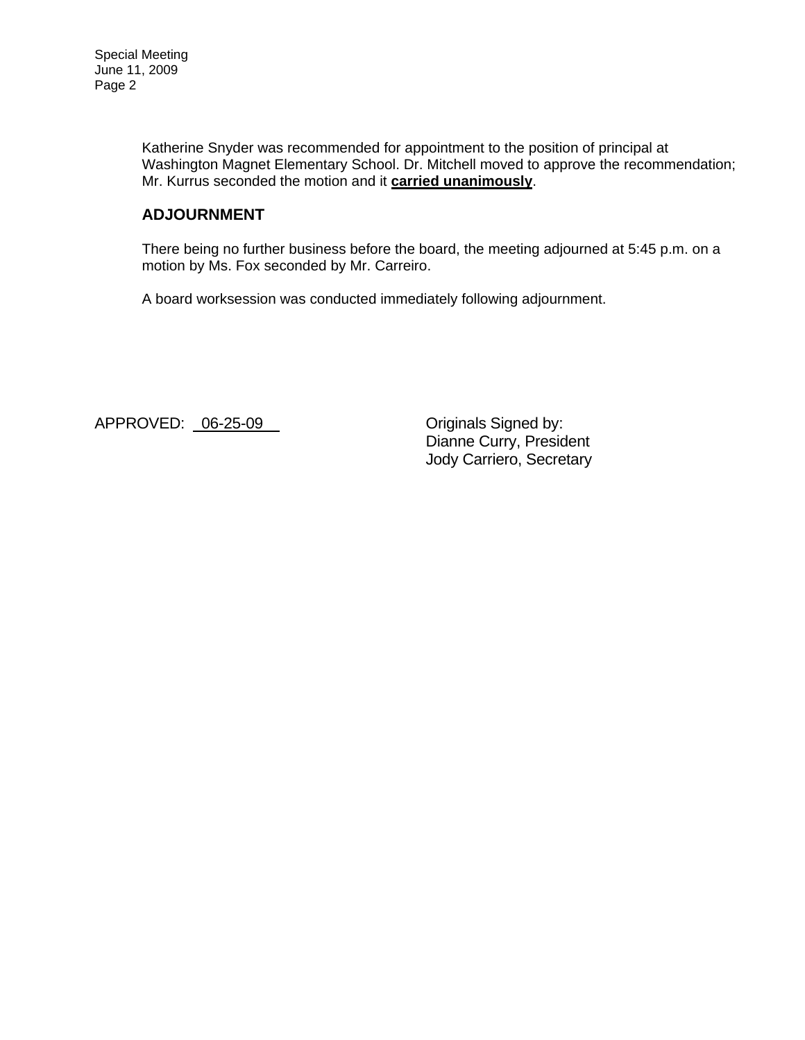Katherine Snyder was recommended for appointment to the position of principal at Washington Magnet Elementary School. Dr. Mitchell moved to approve the recommendation; Mr. Kurrus seconded the motion and it **carried unanimously**.

## ADJOURNMENT

There being no further business before the board, the meeting adjourned at 5:45 p.m. on a motion by Ms. Fox seconded by Mr. Carreiro.

A board worksession was conducted immediately following adjournment.

APPROVED: 06-25-09

Originals Signed by:
Dianne Curry, President
Jody Carriero, Secretary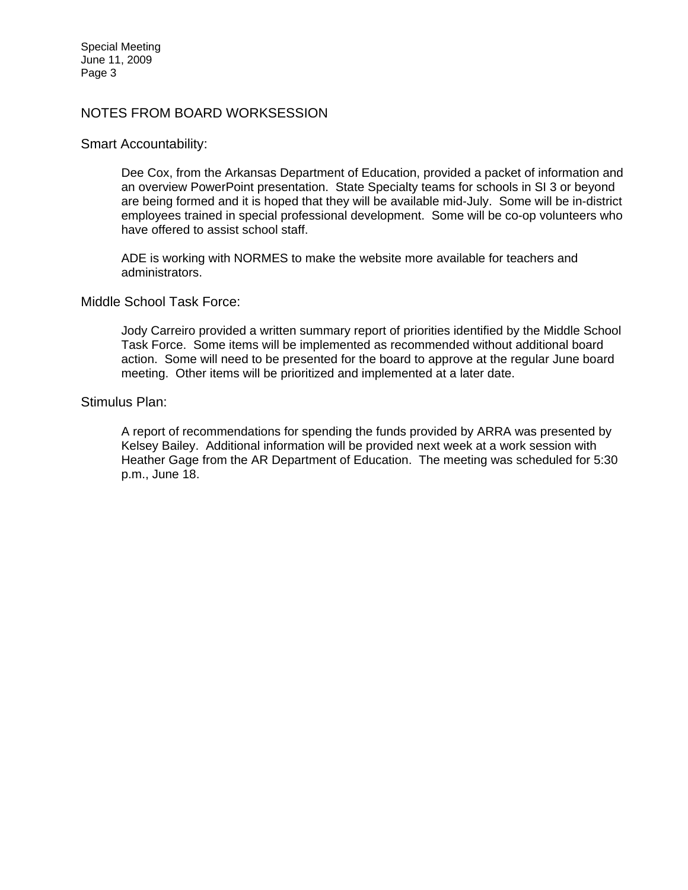## NOTES FROM BOARD WORKSESSION

### Smart Accountability:

Dee Cox, from the Arkansas Department of Education, provided a packet of information and an overview PowerPoint presentation. State Specialty teams for schools in SI 3 or beyond are being formed and it is hoped that they will be available mid-July. Some will be in-district employees trained in special professional development. Some will be co-op volunteers who have offered to assist school staff.

ADE is working with NORMES to make the website more available for teachers and administrators.

### Middle School Task Force:

Jody Carreiro provided a written summary report of priorities identified by the Middle School Task Force. Some items will be implemented as recommended without additional board action. Some will need to be presented for the board to approve at the regular June board meeting. Other items will be prioritized and implemented at a later date.

### Stimulus Plan:

A report of recommendations for spending the funds provided by ARRA was presented by Kelsey Bailey. Additional information will be provided next week at a work session with Heather Gage from the AR Department of Education. The meeting was scheduled for 5:30 p.m., June 18.